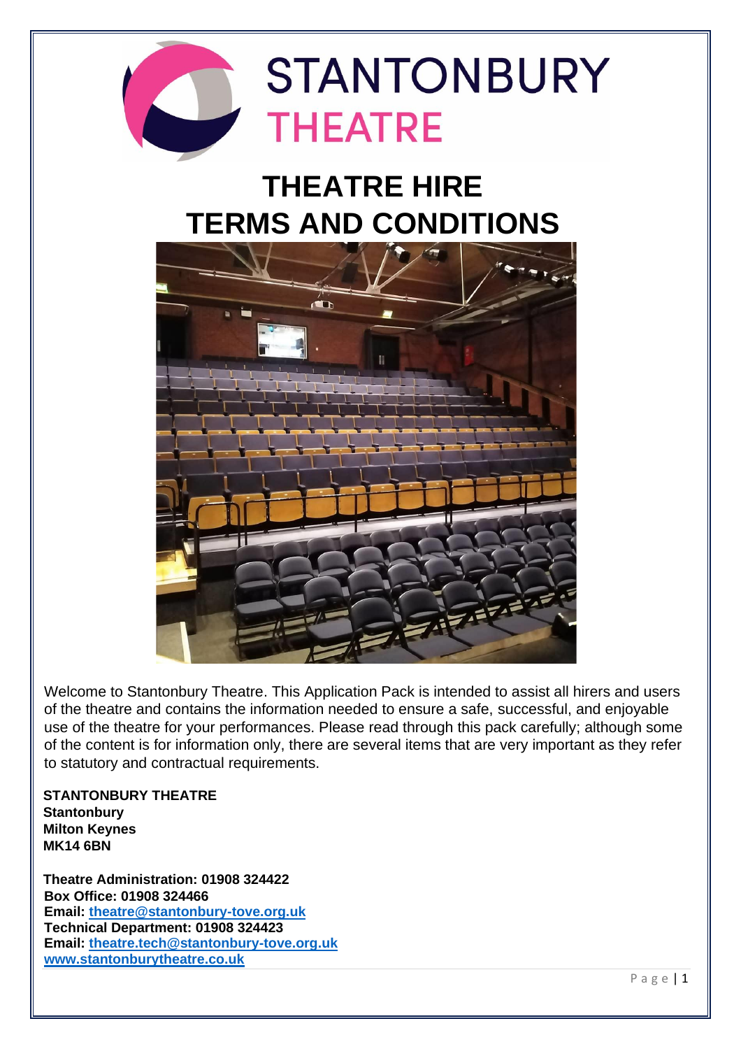# STANTONBURY THEATRE

# THEATRE HIRE
# TERMS AND CONDITIONS

Welcome to Stantonbury Theatre. This Application Pack is intended to assist all hirers and users of the theatre and contains the information needed to ensure a safe, successful, and enjoyable use of the theatre for your performances. Please read through this pack carefully; although some of the content is for information only, there are several items that are very important as they refer to statutory and contractual requirements.

**STANTONBURY THEATRE**
**Stantonbury**
**Milton Keynes**
**MK14 6BN**

**Theatre Administration: 01908 324422**
**Box Office: 01908 324466**
**Email: theatre@stantonbury-tove.org.uk**
**Technical Department: 01908 324423**
**Email: theatre.tech@stantonbury-tove.org.uk**
**www.stantonburytheatre.co.uk**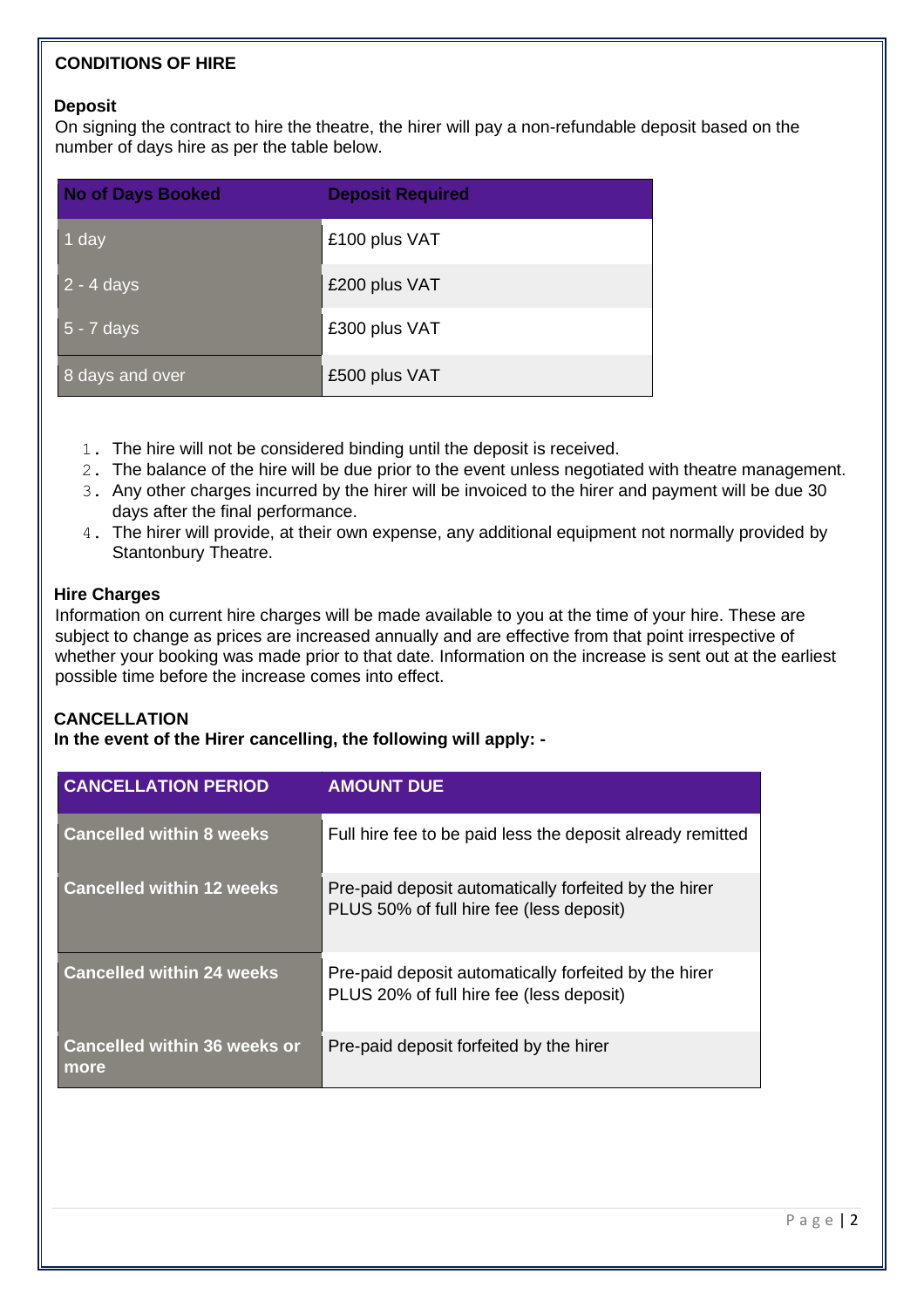## CONDITIONS OF HIRE

### Deposit

On signing the contract to hire the theatre, the hirer will pay a non-refundable deposit based on the number of days hire as per the table below.

| No of Days Booked | Deposit Required |
| --- | --- |
| 1 day | £100 plus VAT |
| 2 - 4 days | £200 plus VAT |
| 5 - 7 days | £300 plus VAT |
| 8 days and over | £500 plus VAT |

1. The hire will not be considered binding until the deposit is received.
2. The balance of the hire will be due prior to the event unless negotiated with theatre management.
3. Any other charges incurred by the hirer will be invoiced to the hirer and payment will be due 30 days after the final performance.
4. The hirer will provide, at their own expense, any additional equipment not normally provided by Stantonbury Theatre.

### Hire Charges

Information on current hire charges will be made available to you at the time of your hire. These are subject to change as prices are increased annually and are effective from that point irrespective of whether your booking was made prior to that date. Information on the increase is sent out at the earliest possible time before the increase comes into effect.

### CANCELLATION

**In the event of the Hirer cancelling, the following will apply: -**

| CANCELLATION PERIOD | AMOUNT DUE |
| --- | --- |
| **Cancelled within 8 weeks** | Full hire fee to be paid less the deposit already remitted |
| **Cancelled within 12 weeks** | Pre-paid deposit automatically forfeited by the hirer PLUS 50% of full hire fee (less deposit) |
| **Cancelled within 24 weeks** | Pre-paid deposit automatically forfeited by the hirer PLUS 20% of full hire fee (less deposit) |
| **Cancelled within 36 weeks or more** | Pre-paid deposit forfeited by the hirer |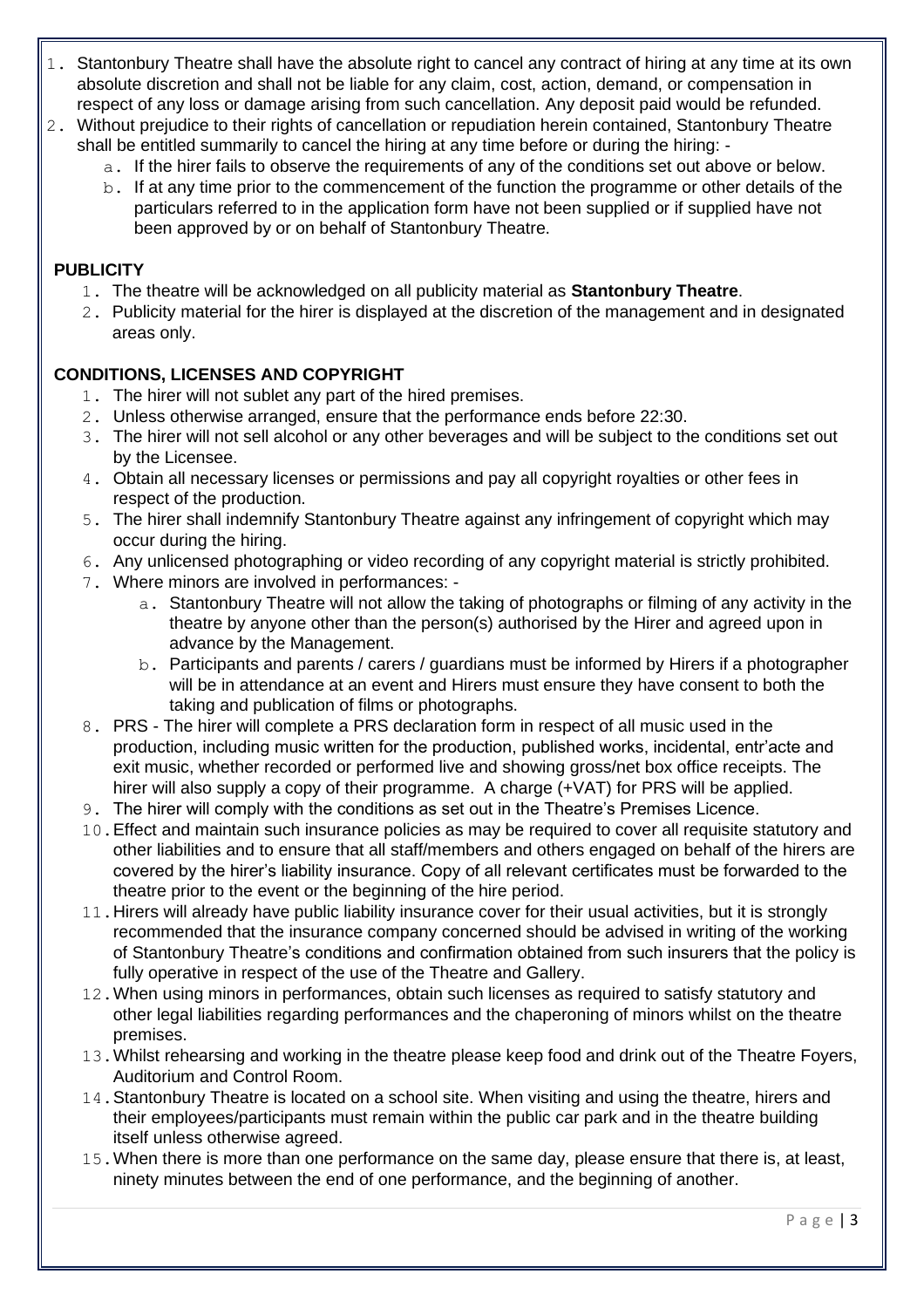1. Stantonbury Theatre shall have the absolute right to cancel any contract of hiring at any time at its own absolute discretion and shall not be liable for any claim, cost, action, demand, or compensation in respect of any loss or damage arising from such cancellation. Any deposit paid would be refunded.
2. Without prejudice to their rights of cancellation or repudiation herein contained, Stantonbury Theatre shall be entitled summarily to cancel the hiring at any time before or during the hiring: -
   a. If the hirer fails to observe the requirements of any of the conditions set out above or below.
   b. If at any time prior to the commencement of the function the programme or other details of the particulars referred to in the application form have not been supplied or if supplied have not been approved by or on behalf of Stantonbury Theatre.

**PUBLICITY**

1. The theatre will be acknowledged on all publicity material as **Stantonbury Theatre**.
2. Publicity material for the hirer is displayed at the discretion of the management and in designated areas only.

**CONDITIONS, LICENSES AND COPYRIGHT**

1. The hirer will not sublet any part of the hired premises.
2. Unless otherwise arranged, ensure that the performance ends before 22:30.
3. The hirer will not sell alcohol or any other beverages and will be subject to the conditions set out by the Licensee.
4. Obtain all necessary licenses or permissions and pay all copyright royalties or other fees in respect of the production.
5. The hirer shall indemnify Stantonbury Theatre against any infringement of copyright which may occur during the hiring.
6. Any unlicensed photographing or video recording of any copyright material is strictly prohibited.
7. Where minors are involved in performances: -
   a. Stantonbury Theatre will not allow the taking of photographs or filming of any activity in the theatre by anyone other than the person(s) authorised by the Hirer and agreed upon in advance by the Management.
   b. Participants and parents / carers / guardians must be informed by Hirers if a photographer will be in attendance at an event and Hirers must ensure they have consent to both the taking and publication of films or photographs.
8. PRS - The hirer will complete a PRS declaration form in respect of all music used in the production, including music written for the production, published works, incidental, entr'acte and exit music, whether recorded or performed live and showing gross/net box office receipts. The hirer will also supply a copy of their programme. A charge (+VAT) for PRS will be applied.
9. The hirer will comply with the conditions as set out in the Theatre's Premises Licence.
10. Effect and maintain such insurance policies as may be required to cover all requisite statutory and other liabilities and to ensure that all staff/members and others engaged on behalf of the hirers are covered by the hirer's liability insurance. Copy of all relevant certificates must be forwarded to the theatre prior to the event or the beginning of the hire period.
11. Hirers will already have public liability insurance cover for their usual activities, but it is strongly recommended that the insurance company concerned should be advised in writing of the working of Stantonbury Theatre's conditions and confirmation obtained from such insurers that the policy is fully operative in respect of the use of the Theatre and Gallery.
12. When using minors in performances, obtain such licenses as required to satisfy statutory and other legal liabilities regarding performances and the chaperoning of minors whilst on the theatre premises.
13. Whilst rehearsing and working in the theatre please keep food and drink out of the Theatre Foyers, Auditorium and Control Room.
14. Stantonbury Theatre is located on a school site. When visiting and using the theatre, hirers and their employees/participants must remain within the public car park and in the theatre building itself unless otherwise agreed.
15. When there is more than one performance on the same day, please ensure that there is, at least, ninety minutes between the end of one performance, and the beginning of another.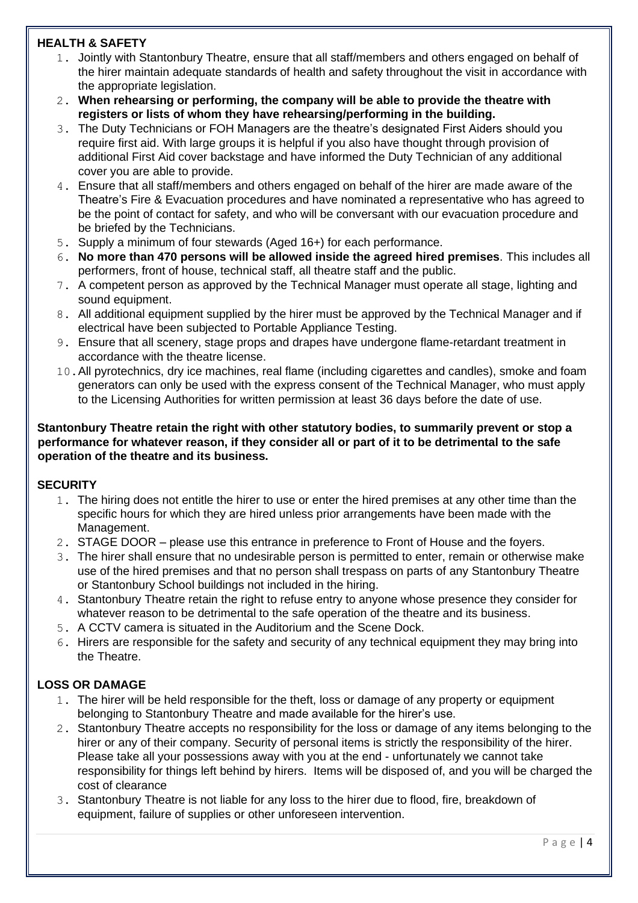## HEALTH & SAFETY

1. Jointly with Stantonbury Theatre, ensure that all staff/members and others engaged on behalf of the hirer maintain adequate standards of health and safety throughout the visit in accordance with the appropriate legislation.
2. **When rehearsing or performing, the company will be able to provide the theatre with registers or lists of whom they have rehearsing/performing in the building.**
3. The Duty Technicians or FOH Managers are the theatre's designated First Aiders should you require first aid. With large groups it is helpful if you also have thought through provision of additional First Aid cover backstage and have informed the Duty Technician of any additional cover you are able to provide.
4. Ensure that all staff/members and others engaged on behalf of the hirer are made aware of the Theatre's Fire & Evacuation procedures and have nominated a representative who has agreed to be the point of contact for safety, and who will be conversant with our evacuation procedure and be briefed by the Technicians.
5. Supply a minimum of four stewards (Aged 16+) for each performance.
6. **No more than 470 persons will be allowed inside the agreed hired premises**. This includes all performers, front of house, technical staff, all theatre staff and the public.
7. A competent person as approved by the Technical Manager must operate all stage, lighting and sound equipment.
8. All additional equipment supplied by the hirer must be approved by the Technical Manager and if electrical have been subjected to Portable Appliance Testing.
9. Ensure that all scenery, stage props and drapes have undergone flame-retardant treatment in accordance with the theatre license.
10. All pyrotechnics, dry ice machines, real flame (including cigarettes and candles), smoke and foam generators can only be used with the express consent of the Technical Manager, who must apply to the Licensing Authorities for written permission at least 36 days before the date of use.

**Stantonbury Theatre retain the right with other statutory bodies, to summarily prevent or stop a performance for whatever reason, if they consider all or part of it to be detrimental to the safe operation of the theatre and its business.**

## SECURITY

1. The hiring does not entitle the hirer to use or enter the hired premises at any other time than the specific hours for which they are hired unless prior arrangements have been made with the Management.
2. STAGE DOOR – please use this entrance in preference to Front of House and the foyers.
3. The hirer shall ensure that no undesirable person is permitted to enter, remain or otherwise make use of the hired premises and that no person shall trespass on parts of any Stantonbury Theatre or Stantonbury School buildings not included in the hiring.
4. Stantonbury Theatre retain the right to refuse entry to anyone whose presence they consider for whatever reason to be detrimental to the safe operation of the theatre and its business.
5. A CCTV camera is situated in the Auditorium and the Scene Dock.
6. Hirers are responsible for the safety and security of any technical equipment they may bring into the Theatre.

## LOSS OR DAMAGE

1. The hirer will be held responsible for the theft, loss or damage of any property or equipment belonging to Stantonbury Theatre and made available for the hirer's use.
2. Stantonbury Theatre accepts no responsibility for the loss or damage of any items belonging to the hirer or any of their company. Security of personal items is strictly the responsibility of the hirer. Please take all your possessions away with you at the end - unfortunately we cannot take responsibility for things left behind by hirers. Items will be disposed of, and you will be charged the cost of clearance
3. Stantonbury Theatre is not liable for any loss to the hirer due to flood, fire, breakdown of equipment, failure of supplies or other unforeseen intervention.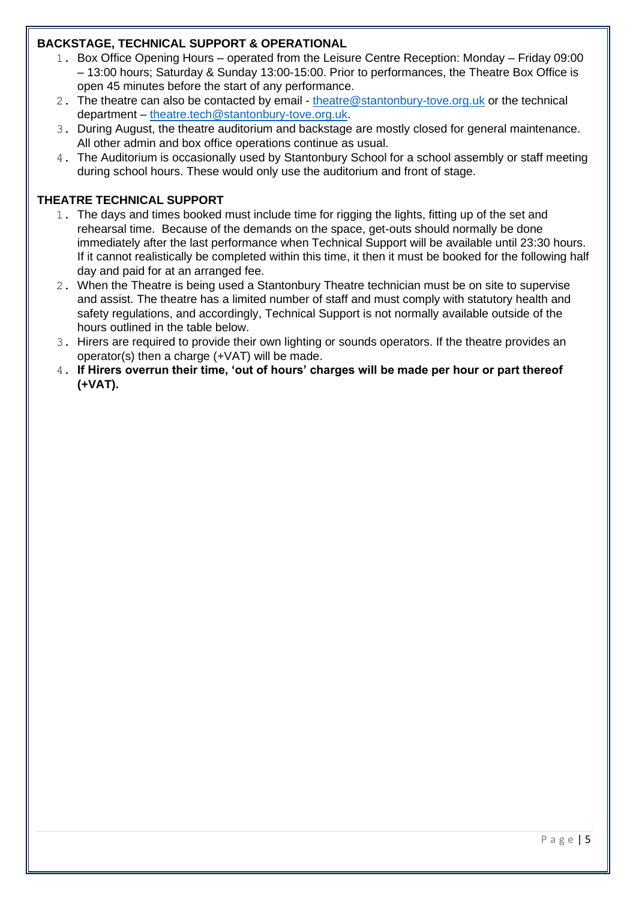**BACKSTAGE, TECHNICAL SUPPORT & OPERATIONAL**

1. Box Office Opening Hours – operated from the Leisure Centre Reception: Monday – Friday 09:00 – 13:00 hours; Saturday & Sunday 13:00-15:00. Prior to performances, the Theatre Box Office is open 45 minutes before the start of any performance.
2. The theatre can also be contacted by email - theatre@stantonbury-tove.org.uk or the technical department – theatre.tech@stantonbury-tove.org.uk.
3. During August, the theatre auditorium and backstage are mostly closed for general maintenance. All other admin and box office operations continue as usual.
4. The Auditorium is occasionally used by Stantonbury School for a school assembly or staff meeting during school hours. These would only use the auditorium and front of stage.

**THEATRE TECHNICAL SUPPORT**

1. The days and times booked must include time for rigging the lights, fitting up of the set and rehearsal time. Because of the demands on the space, get-outs should normally be done immediately after the last performance when Technical Support will be available until 23:30 hours. If it cannot realistically be completed within this time, it then it must be booked for the following half day and paid for at an arranged fee.
2. When the Theatre is being used a Stantonbury Theatre technician must be on site to supervise and assist. The theatre has a limited number of staff and must comply with statutory health and safety regulations, and accordingly, Technical Support is not normally available outside of the hours outlined in the table below.
3. Hirers are required to provide their own lighting or sounds operators. If the theatre provides an operator(s) then a charge (+VAT) will be made.
4. **If Hirers overrun their time, 'out of hours' charges will be made per hour or part thereof (+VAT).**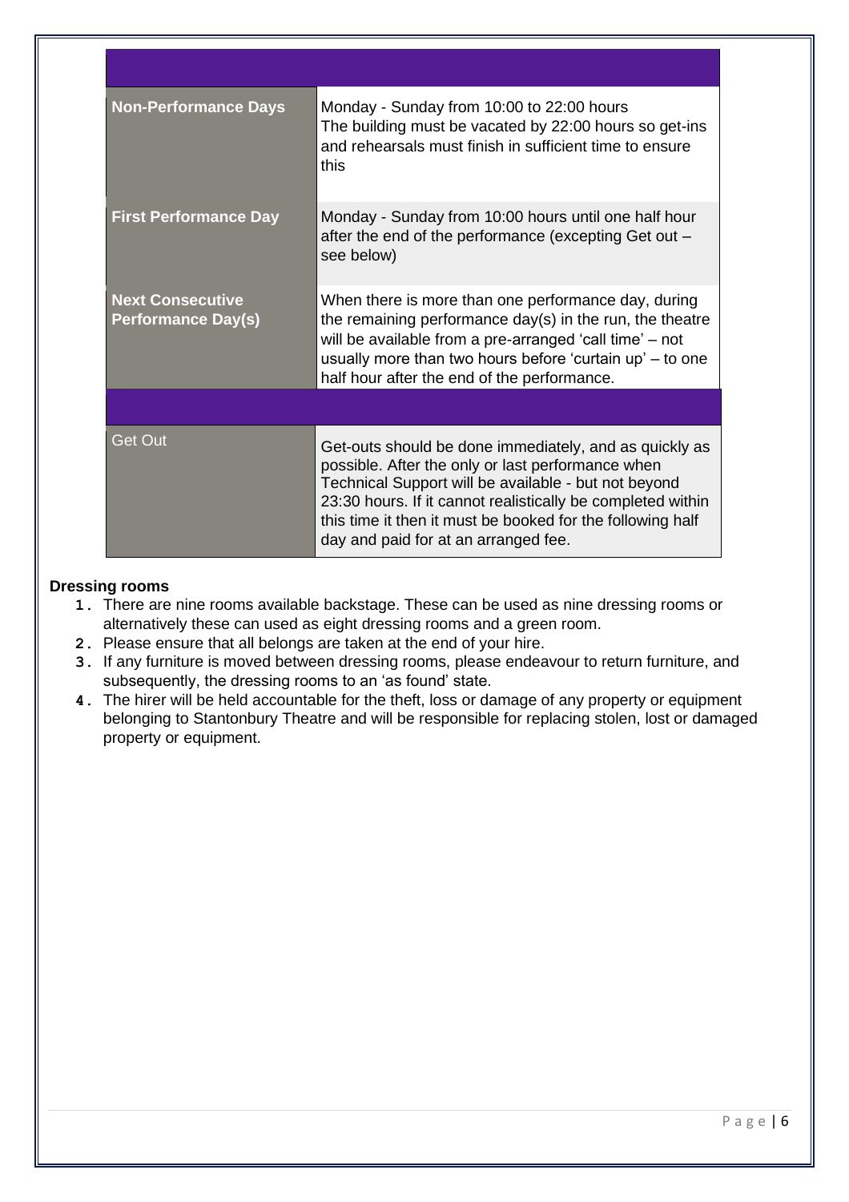| | |
|---|---|
| **Non-Performance Days** | Monday - Sunday from 10:00 to 22:00 hours<br>The building must be vacated by 22:00 hours so get-ins and rehearsals must finish in sufficient time to ensure this |
| **First Performance Day** | Monday - Sunday from 10:00 hours until one half hour after the end of the performance (excepting Get out – see below) |
| **Next Consecutive Performance Day(s)** | When there is more than one performance day, during the remaining performance day(s) in the run, the theatre will be available from a pre-arranged 'call time' – not usually more than two hours before 'curtain up' – to one half hour after the end of the performance. |
| | |
| Get Out | Get-outs should be done immediately, and as quickly as possible. After the only or last performance when Technical Support will be available - but not beyond 23:30 hours. If it cannot realistically be completed within this time it then it must be booked for the following half day and paid for at an arranged fee. |

**Dressing rooms**

1. There are nine rooms available backstage. These can be used as nine dressing rooms or alternatively these can used as eight dressing rooms and a green room.
2. Please ensure that all belongs are taken at the end of your hire.
3. If any furniture is moved between dressing rooms, please endeavour to return furniture, and subsequently, the dressing rooms to an 'as found' state.
4. The hirer will be held accountable for the theft, loss or damage of any property or equipment belonging to Stantonbury Theatre and will be responsible for replacing stolen, lost or damaged property or equipment.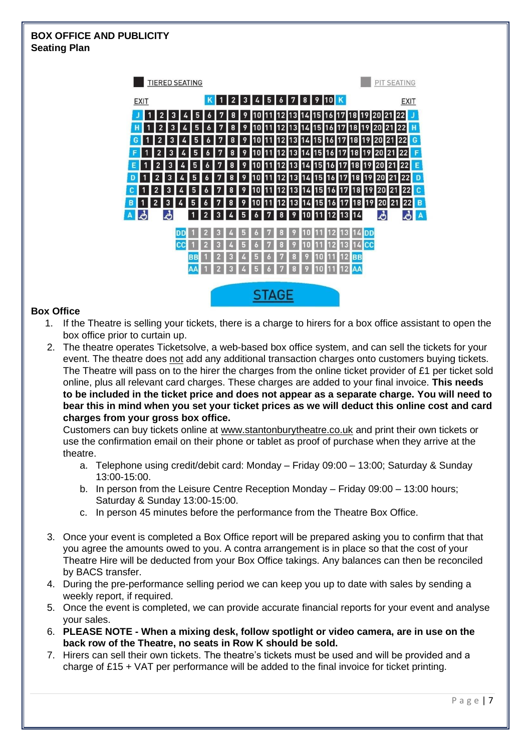## BOX OFFICE AND PUBLICITY
### Seating Plan

### Box Office

1. If the Theatre is selling your tickets, there is a charge to hirers for a box office assistant to open the box office prior to curtain up.
2. The theatre operates Ticketsolve, a web-based box office system, and can sell the tickets for your event. The theatre does not add any additional transaction charges onto customers buying tickets. The Theatre will pass on to the hirer the charges from the online ticket provider of £1 per ticket sold online, plus all relevant card charges. These charges are added to your final invoice. **This needs to be included in the ticket price and does not appear as a separate charge. You will need to bear this in mind when you set your ticket prices as we will deduct this online cost and card charges from your gross box office.**
   Customers can buy tickets online at www.stantonburytheatre.co.uk and print their own tickets or use the confirmation email on their phone or tablet as proof of purchase when they arrive at the theatre.
   a. Telephone using credit/debit card: Monday – Friday 09:00 – 13:00; Saturday & Sunday 13:00-15:00.
   b. In person from the Leisure Centre Reception Monday – Friday 09:00 – 13:00 hours; Saturday & Sunday 13:00-15:00.
   c. In person 45 minutes before the performance from the Theatre Box Office.

3. Once your event is completed a Box Office report will be prepared asking you to confirm that that you agree the amounts owed to you. A contra arrangement is in place so that the cost of your Theatre Hire will be deducted from your Box Office takings. Any balances can then be reconciled by BACS transfer.
4. During the pre-performance selling period we can keep you up to date with sales by sending a weekly report, if required.
5. Once the event is completed, we can provide accurate financial reports for your event and analyse your sales.
6. **PLEASE NOTE - When a mixing desk, follow spotlight or video camera, are in use on the back row of the Theatre, no seats in Row K should be sold.**
7. Hirers can sell their own tickets. The theatre's tickets must be used and will be provided and a charge of £15 + VAT per performance will be added to the final invoice for ticket printing.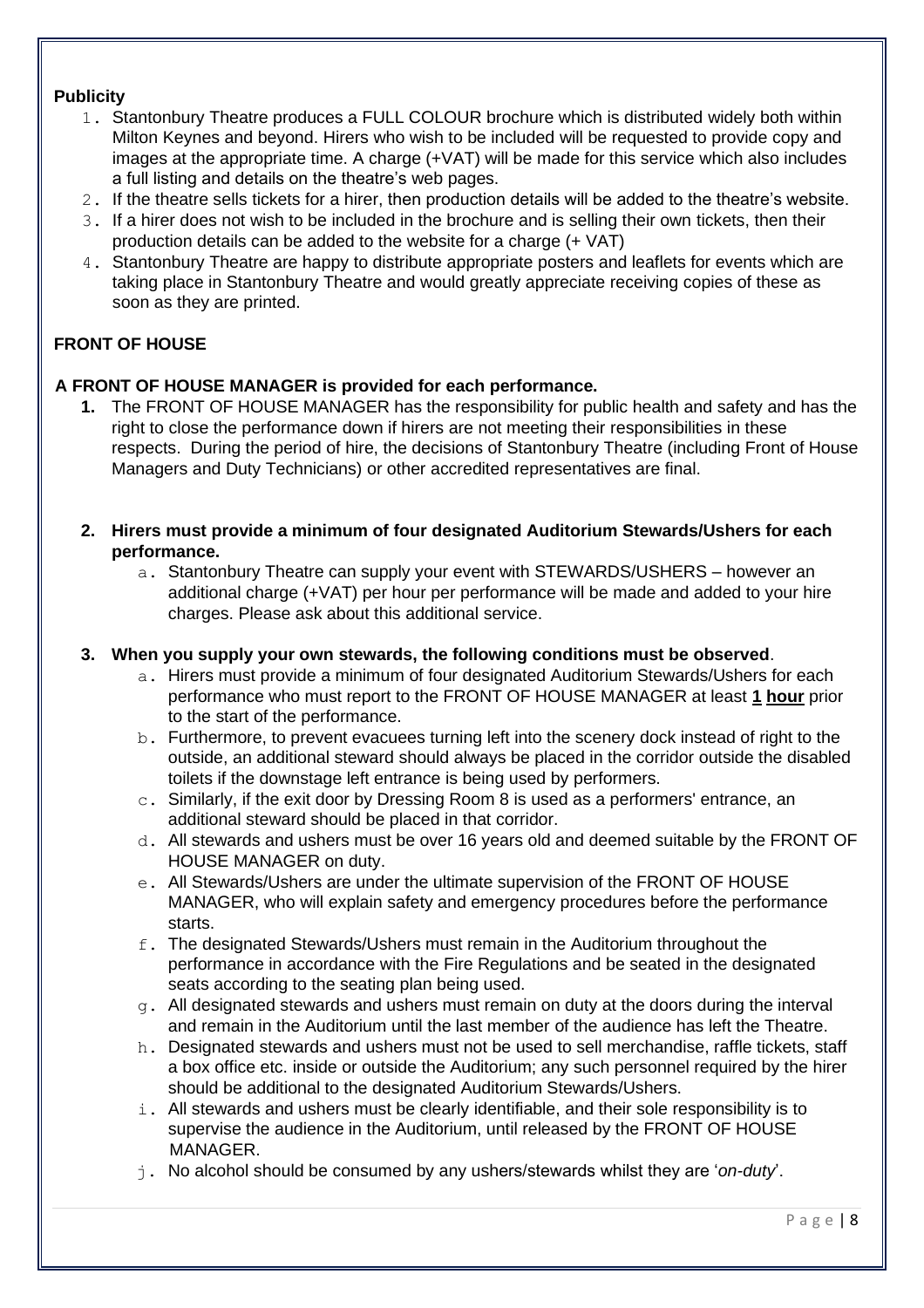### Publicity

1. Stantonbury Theatre produces a FULL COLOUR brochure which is distributed widely both within Milton Keynes and beyond. Hirers who wish to be included will be requested to provide copy and images at the appropriate time. A charge (+VAT) will be made for this service which also includes a full listing and details on the theatre's web pages.
2. If the theatre sells tickets for a hirer, then production details will be added to the theatre's website.
3. If a hirer does not wish to be included in the brochure and is selling their own tickets, then their production details can be added to the website for a charge (+ VAT)
4. Stantonbury Theatre are happy to distribute appropriate posters and leaflets for events which are taking place in Stantonbury Theatre and would greatly appreciate receiving copies of these as soon as they are printed.

### FRONT OF HOUSE

**A FRONT OF HOUSE MANAGER is provided for each performance.**

1. The FRONT OF HOUSE MANAGER has the responsibility for public health and safety and has the right to close the performance down if hirers are not meeting their responsibilities in these respects. During the period of hire, the decisions of Stantonbury Theatre (including Front of House Managers and Duty Technicians) or other accredited representatives are final.

2. **Hirers must provide a minimum of four designated Auditorium Stewards/Ushers for each performance.**
   a. Stantonbury Theatre can supply your event with STEWARDS/USHERS – however an additional charge (+VAT) per hour per performance will be made and added to your hire charges. Please ask about this additional service.

3. **When you supply your own stewards, the following conditions must be observed**.
   a. Hirers must provide a minimum of four designated Auditorium Stewards/Ushers for each performance who must report to the FRONT OF HOUSE MANAGER at least **<u>1 hour</u>** prior to the start of the performance.
   b. Furthermore, to prevent evacuees turning left into the scenery dock instead of right to the outside, an additional steward should always be placed in the corridor outside the disabled toilets if the downstage left entrance is being used by performers.
   c. Similarly, if the exit door by Dressing Room 8 is used as a performers' entrance, an additional steward should be placed in that corridor.
   d. All stewards and ushers must be over 16 years old and deemed suitable by the FRONT OF HOUSE MANAGER on duty.
   e. All Stewards/Ushers are under the ultimate supervision of the FRONT OF HOUSE MANAGER, who will explain safety and emergency procedures before the performance starts.
   f. The designated Stewards/Ushers must remain in the Auditorium throughout the performance in accordance with the Fire Regulations and be seated in the designated seats according to the seating plan being used.
   g. All designated stewards and ushers must remain on duty at the doors during the interval and remain in the Auditorium until the last member of the audience has left the Theatre.
   h. Designated stewards and ushers must not be used to sell merchandise, raffle tickets, staff a box office etc. inside or outside the Auditorium; any such personnel required by the hirer should be additional to the designated Auditorium Stewards/Ushers.
   i. All stewards and ushers must be clearly identifiable, and their sole responsibility is to supervise the audience in the Auditorium, until released by the FRONT OF HOUSE MANAGER.
   j. No alcohol should be consumed by any ushers/stewards whilst they are '*on-duty*'.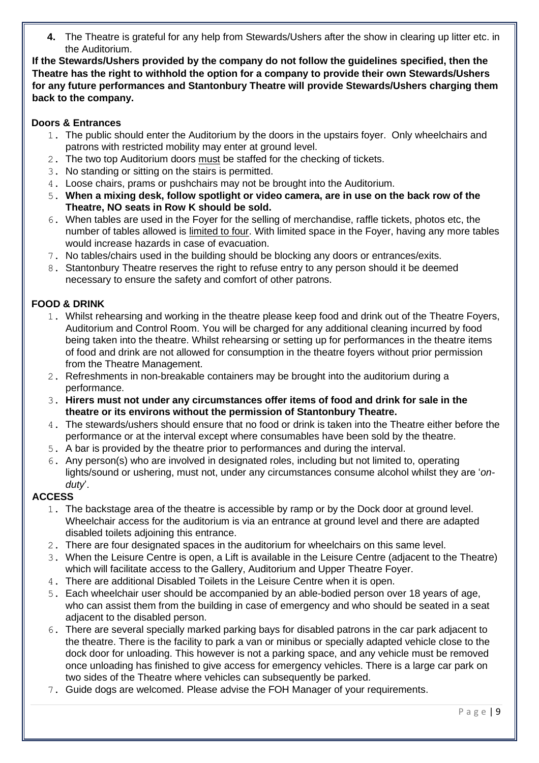4. The Theatre is grateful for any help from Stewards/Ushers after the show in clearing up litter etc. in the Auditorium.

**If the Stewards/Ushers provided by the company do not follow the guidelines specified, then the Theatre has the right to withhold the option for a company to provide their own Stewards/Ushers for any future performances and Stantonbury Theatre will provide Stewards/Ushers charging them back to the company.**

**Doors & Entrances**

1. The public should enter the Auditorium by the doors in the upstairs foyer. Only wheelchairs and patrons with restricted mobility may enter at ground level.
2. The two top Auditorium doors <u>must</u> be staffed for the checking of tickets.
3. No standing or sitting on the stairs is permitted.
4. Loose chairs, prams or pushchairs may not be brought into the Auditorium.
5. **When a mixing desk, follow spotlight or video camera, are in use on the back row of the Theatre, NO seats in Row K should be sold.**
6. When tables are used in the Foyer for the selling of merchandise, raffle tickets, photos etc, the number of tables allowed is <u>limited to four</u>. With limited space in the Foyer, having any more tables would increase hazards in case of evacuation.
7. No tables/chairs used in the building should be blocking any doors or entrances/exits.
8. Stantonbury Theatre reserves the right to refuse entry to any person should it be deemed necessary to ensure the safety and comfort of other patrons.

**FOOD & DRINK**

1. Whilst rehearsing and working in the theatre please keep food and drink out of the Theatre Foyers, Auditorium and Control Room. You will be charged for any additional cleaning incurred by food being taken into the theatre. Whilst rehearsing or setting up for performances in the theatre items of food and drink are not allowed for consumption in the theatre foyers without prior permission from the Theatre Management.
2. Refreshments in non-breakable containers may be brought into the auditorium during a performance.
3. **Hirers must not under any circumstances offer items of food and drink for sale in the theatre or its environs without the permission of Stantonbury Theatre.**
4. The stewards/ushers should ensure that no food or drink is taken into the Theatre either before the performance or at the interval except where consumables have been sold by the theatre.
5. A bar is provided by the theatre prior to performances and during the interval.
6. Any person(s) who are involved in designated roles, including but not limited to, operating lights/sound or ushering, must not, under any circumstances consume alcohol whilst they are '*on-duty*'.

**ACCESS**

1. The backstage area of the theatre is accessible by ramp or by the Dock door at ground level. Wheelchair access for the auditorium is via an entrance at ground level and there are adapted disabled toilets adjoining this entrance.
2. There are four designated spaces in the auditorium for wheelchairs on this same level.
3. When the Leisure Centre is open, a Lift is available in the Leisure Centre (adjacent to the Theatre) which will facilitate access to the Gallery, Auditorium and Upper Theatre Foyer.
4. There are additional Disabled Toilets in the Leisure Centre when it is open.
5. Each wheelchair user should be accompanied by an able-bodied person over 18 years of age, who can assist them from the building in case of emergency and who should be seated in a seat adjacent to the disabled person.
6. There are several specially marked parking bays for disabled patrons in the car park adjacent to the theatre. There is the facility to park a van or minibus or specially adapted vehicle close to the dock door for unloading. This however is not a parking space, and any vehicle must be removed once unloading has finished to give access for emergency vehicles. There is a large car park on two sides of the Theatre where vehicles can subsequently be parked.
7. Guide dogs are welcomed. Please advise the FOH Manager of your requirements.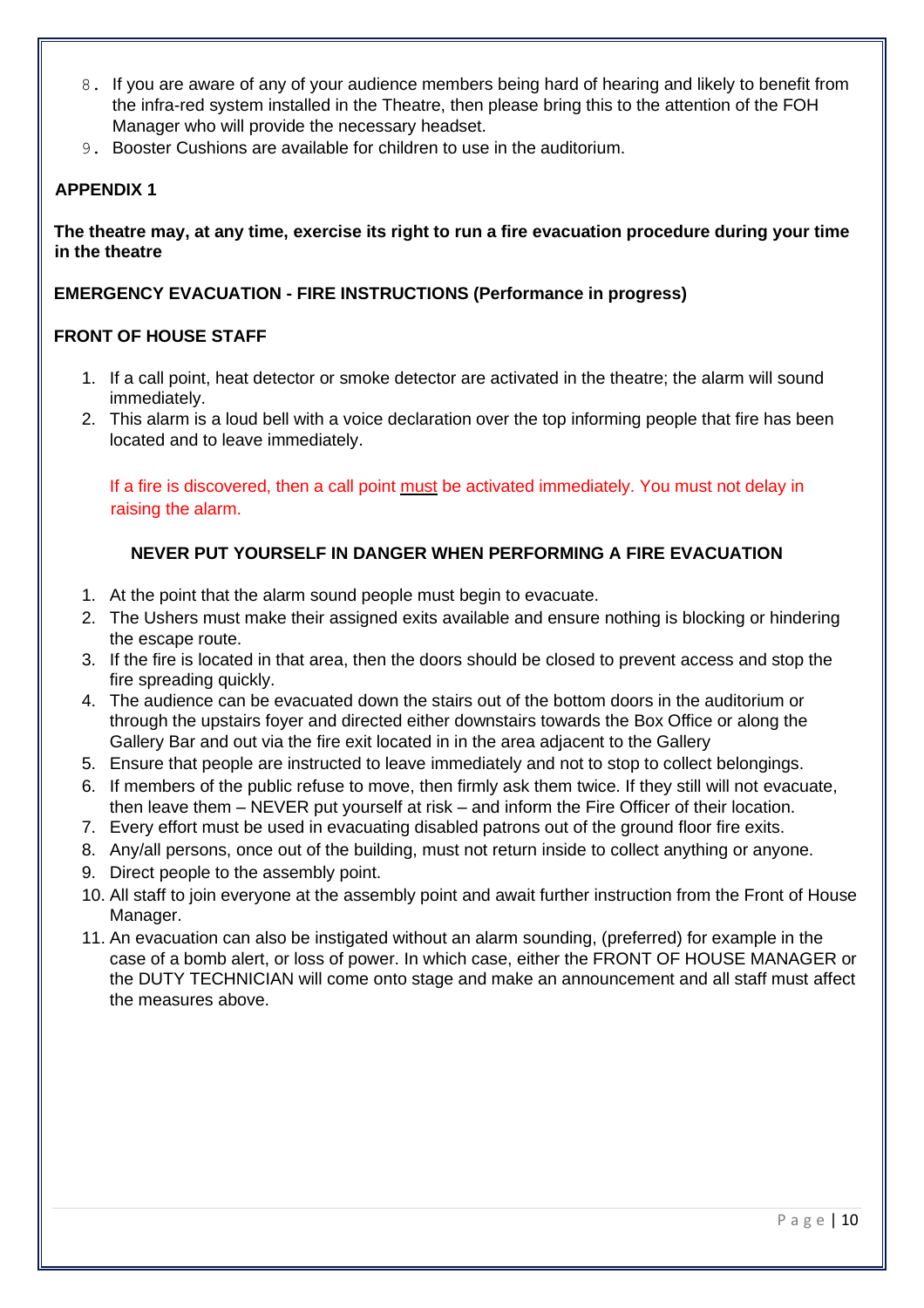8. If you are aware of any of your audience members being hard of hearing and likely to benefit from the infra-red system installed in the Theatre, then please bring this to the attention of the FOH Manager who will provide the necessary headset.
9. Booster Cushions are available for children to use in the auditorium.

## APPENDIX 1

**The theatre may, at any time, exercise its right to run a fire evacuation procedure during your time in the theatre**

### EMERGENCY EVACUATION - FIRE INSTRUCTIONS (Performance in progress)

### FRONT OF HOUSE STAFF

1. If a call point, heat detector or smoke detector are activated in the theatre; the alarm will sound immediately.
2. This alarm is a loud bell with a voice declaration over the top informing people that fire has been located and to leave immediately.

If a fire is discovered, then a call point <u>must</u> be activated immediately. You must not delay in raising the alarm.

**NEVER PUT YOURSELF IN DANGER WHEN PERFORMING A FIRE EVACUATION**

1. At the point that the alarm sound people must begin to evacuate.
2. The Ushers must make their assigned exits available and ensure nothing is blocking or hindering the escape route.
3. If the fire is located in that area, then the doors should be closed to prevent access and stop the fire spreading quickly.
4. The audience can be evacuated down the stairs out of the bottom doors in the auditorium or through the upstairs foyer and directed either downstairs towards the Box Office or along the Gallery Bar and out via the fire exit located in in the area adjacent to the Gallery
5. Ensure that people are instructed to leave immediately and not to stop to collect belongings.
6. If members of the public refuse to move, then firmly ask them twice. If they still will not evacuate, then leave them – NEVER put yourself at risk – and inform the Fire Officer of their location.
7. Every effort must be used in evacuating disabled patrons out of the ground floor fire exits.
8. Any/all persons, once out of the building, must not return inside to collect anything or anyone.
9. Direct people to the assembly point.
10. All staff to join everyone at the assembly point and await further instruction from the Front of House Manager.
11. An evacuation can also be instigated without an alarm sounding, (preferred) for example in the case of a bomb alert, or loss of power. In which case, either the FRONT OF HOUSE MANAGER or the DUTY TECHNICIAN will come onto stage and make an announcement and all staff must affect the measures above.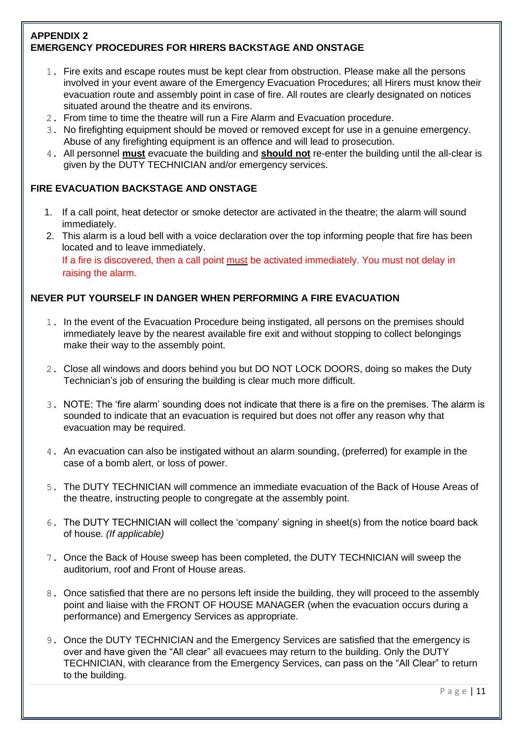## APPENDIX 2
## EMERGENCY PROCEDURES FOR HIRERS BACKSTAGE AND ONSTAGE

1. Fire exits and escape routes must be kept clear from obstruction. Please make all the persons involved in your event aware of the Emergency Evacuation Procedures; all Hirers must know their evacuation route and assembly point in case of fire. All routes are clearly designated on notices situated around the theatre and its environs.
2. From time to time the theatre will run a Fire Alarm and Evacuation procedure.
3. No firefighting equipment should be moved or removed except for use in a genuine emergency. Abuse of any firefighting equipment is an offence and will lead to prosecution.
4. All personnel **must** evacuate the building and **should not** re-enter the building until the all-clear is given by the DUTY TECHNICIAN and/or emergency services.

### FIRE EVACUATION BACKSTAGE AND ONSTAGE

1. If a call point, heat detector or smoke detector are activated in the theatre; the alarm will sound immediately.
2. This alarm is a loud bell with a voice declaration over the top informing people that fire has been located and to leave immediately.

   If a fire is discovered, then a call point must be activated immediately. You must not delay in raising the alarm.

### NEVER PUT YOURSELF IN DANGER WHEN PERFORMING A FIRE EVACUATION

1. In the event of the Evacuation Procedure being instigated, all persons on the premises should immediately leave by the nearest available fire exit and without stopping to collect belongings make their way to the assembly point.

2. Close all windows and doors behind you but DO NOT LOCK DOORS, doing so makes the Duty Technician's job of ensuring the building is clear much more difficult.

3. NOTE: The 'fire alarm' sounding does not indicate that there is a fire on the premises. The alarm is sounded to indicate that an evacuation is required but does not offer any reason why that evacuation may be required.

4. An evacuation can also be instigated without an alarm sounding, (preferred) for example in the case of a bomb alert, or loss of power.

5. The DUTY TECHNICIAN will commence an immediate evacuation of the Back of House Areas of the theatre, instructing people to congregate at the assembly point.

6. The DUTY TECHNICIAN will collect the 'company' signing in sheet(s) from the notice board back of house. *(If applicable)*

7. Once the Back of House sweep has been completed, the DUTY TECHNICIAN will sweep the auditorium, roof and Front of House areas.

8. Once satisfied that there are no persons left inside the building, they will proceed to the assembly point and liaise with the FRONT OF HOUSE MANAGER (when the evacuation occurs during a performance) and Emergency Services as appropriate.

9. Once the DUTY TECHNICIAN and the Emergency Services are satisfied that the emergency is over and have given the "All clear" all evacuees may return to the building. Only the DUTY TECHNICIAN, with clearance from the Emergency Services, can pass on the "All Clear" to return to the building.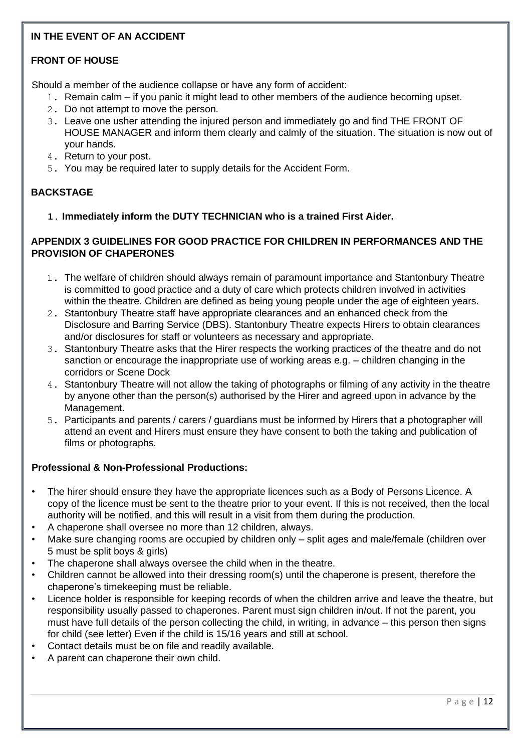**IN THE EVENT OF AN ACCIDENT**

**FRONT OF HOUSE**

Should a member of the audience collapse or have any form of accident:

1. Remain calm – if you panic it might lead to other members of the audience becoming upset.
2. Do not attempt to move the person.
3. Leave one usher attending the injured person and immediately go and find THE FRONT OF HOUSE MANAGER and inform them clearly and calmly of the situation. The situation is now out of your hands.
4. Return to your post.
5. You may be required later to supply details for the Accident Form.

**BACKSTAGE**

1. **Immediately inform the DUTY TECHNICIAN who is a trained First Aider.**

**APPENDIX 3 GUIDELINES FOR GOOD PRACTICE FOR CHILDREN IN PERFORMANCES AND THE PROVISION OF CHAPERONES**

1. The welfare of children should always remain of paramount importance and Stantonbury Theatre is committed to good practice and a duty of care which protects children involved in activities within the theatre. Children are defined as being young people under the age of eighteen years.
2. Stantonbury Theatre staff have appropriate clearances and an enhanced check from the Disclosure and Barring Service (DBS). Stantonbury Theatre expects Hirers to obtain clearances and/or disclosures for staff or volunteers as necessary and appropriate.
3. Stantonbury Theatre asks that the Hirer respects the working practices of the theatre and do not sanction or encourage the inappropriate use of working areas e.g. – children changing in the corridors or Scene Dock
4. Stantonbury Theatre will not allow the taking of photographs or filming of any activity in the theatre by anyone other than the person(s) authorised by the Hirer and agreed upon in advance by the Management.
5. Participants and parents / carers / guardians must be informed by Hirers that a photographer will attend an event and Hirers must ensure they have consent to both the taking and publication of films or photographs.

**Professional & Non-Professional Productions:**

- The hirer should ensure they have the appropriate licences such as a Body of Persons Licence. A copy of the licence must be sent to the theatre prior to your event. If this is not received, then the local authority will be notified, and this will result in a visit from them during the production.
- A chaperone shall oversee no more than 12 children, always.
- Make sure changing rooms are occupied by children only – split ages and male/female (children over 5 must be split boys & girls)
- The chaperone shall always oversee the child when in the theatre.
- Children cannot be allowed into their dressing room(s) until the chaperone is present, therefore the chaperone's timekeeping must be reliable.
- Licence holder is responsible for keeping records of when the children arrive and leave the theatre, but responsibility usually passed to chaperones. Parent must sign children in/out. If not the parent, you must have full details of the person collecting the child, in writing, in advance – this person then signs for child (see letter) Even if the child is 15/16 years and still at school.
- Contact details must be on file and readily available.
- A parent can chaperone their own child.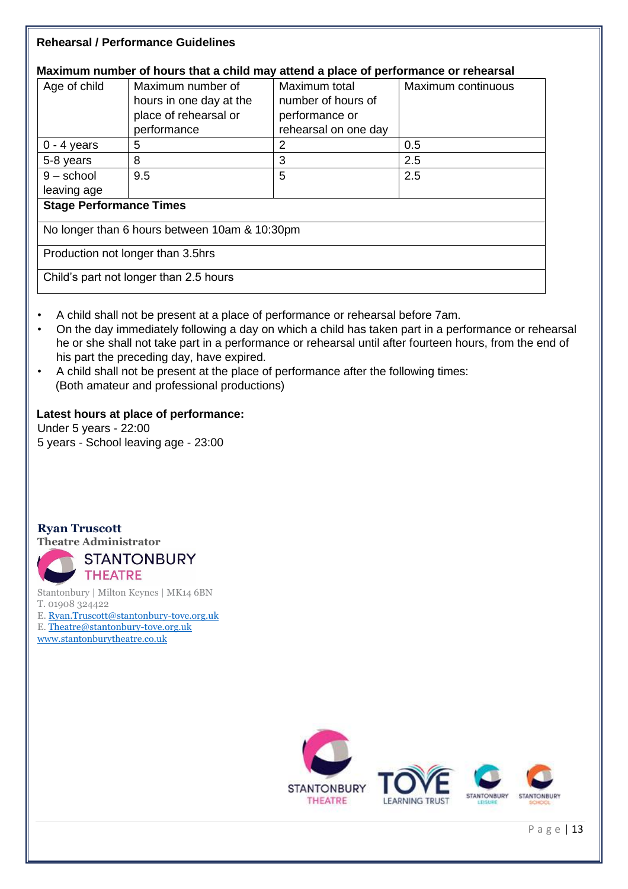**Rehearsal / Performance Guidelines**

**Maximum number of hours that a child may attend a place of performance or rehearsal**

| Age of child | Maximum number of hours in one day at the place of rehearsal or performance | Maximum total number of hours of performance or rehearsal on one day | Maximum continuous |
|---|---|---|---|
| 0 - 4 years | 5 | 2 | 0.5 |
| 5-8 years | 8 | 3 | 2.5 |
| 9 – school leaving age | 9.5 | 5 | 2.5 |
| **Stage Performance Times** | | | |
| No longer than 6 hours between 10am & 10:30pm | | | |
| Production not longer than 3.5hrs | | | |
| Child's part not longer than 2.5 hours | | | |

- A child shall not be present at a place of performance or rehearsal before 7am.
- On the day immediately following a day on which a child has taken part in a performance or rehearsal he or she shall not take part in a performance or rehearsal until after fourteen hours, from the end of his part the preceding day, have expired.
- A child shall not be present at the place of performance after the following times:
  (Both amateur and professional productions)

**Latest hours at place of performance:**

Under 5 years - 22:00
5 years - School leaving age - 23:00

**Ryan Truscott**
**Theatre Administrator**

STANTONBURY THEATRE

Stantonbury | Milton Keynes | MK14 6BN
T. 01908 324422
E. Ryan.Truscott@stantonbury-tove.org.uk
E. Theatre@stantonbury-tove.org.uk
www.stantonburytheatre.co.uk

STANTONBURY THEATRE | TOVE LEARNING TRUST | STANTONBURY LEISURE | STANTONBURY SCHOOL